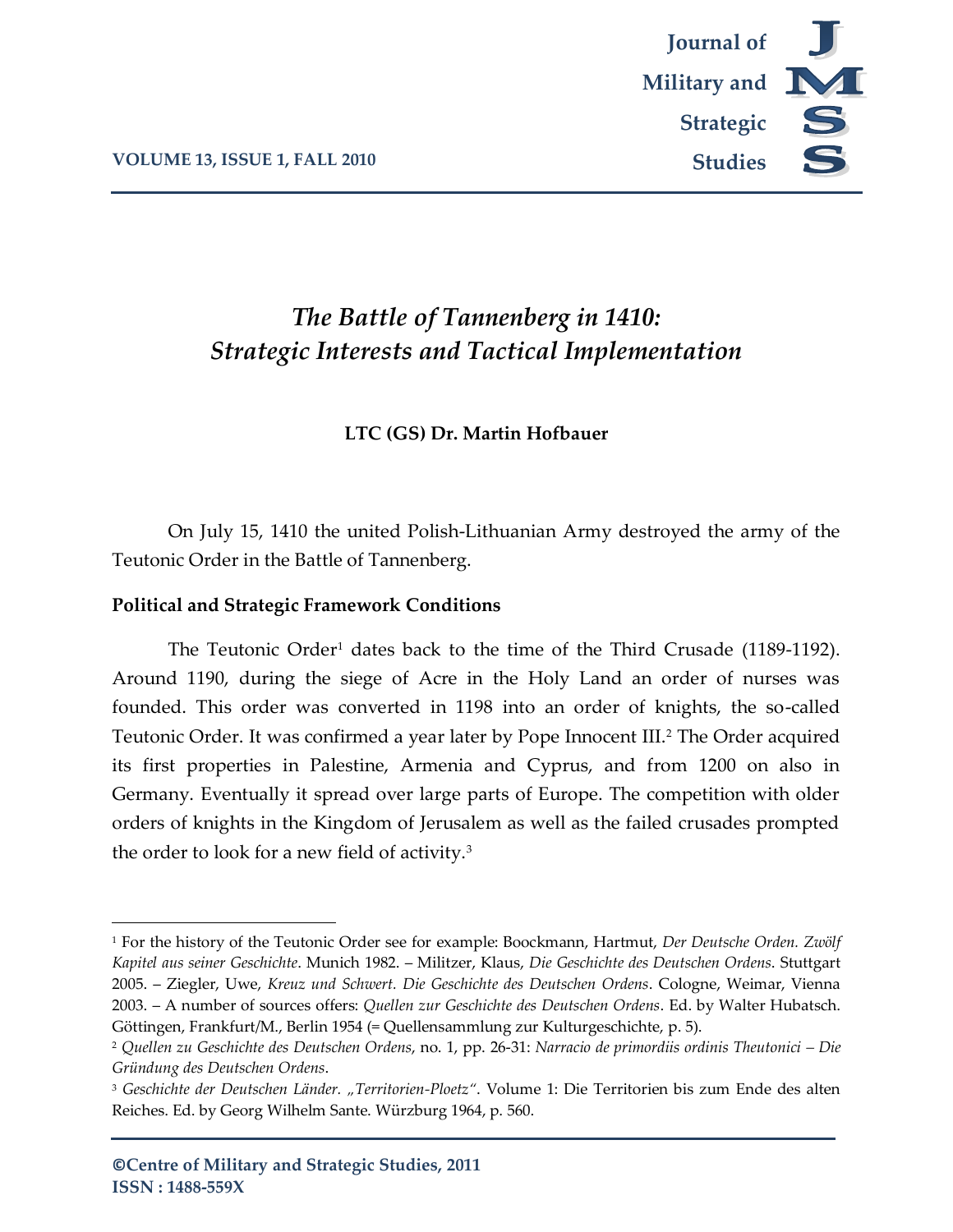# *The Battle of Tannenberg in 1410: Strategic Interests and Tactical Implementation*

**LTC (GS) Dr. Martin Hofbauer**

On July 15, 1410 the united Polish-Lithuanian Army destroyed the army of the Teutonic Order in the Battle of Tannenberg.

**Political and Strategic Framework Conditions**

The Teutonic Order[1] dates back to the time of the Third Crusade (1189-1192). Around 1190, during the siege of Acre in the Holy Land an order of nurses was founded. This order was converted in 1198 into an order of knights, the so-called Teutonic Order. It was confirmed a year later by Pope Innocent III.[2] The Order acquired its first properties in Palestine, Armenia and Cyprus, and from 1200 on also in Germany. Eventually it spread over large parts of Europe. The competition with older orders of knights in the Kingdom of Jerusalem as well as the failed crusades prompted the order to look for a new field of activity.[3]

---

[1] For the history of the Teutonic Order see for example: Boockmann, Hartmut, *Der Deutsche Orden. Zwölf Kapitel aus seiner Geschichte*. Munich 1982. – Militzer, Klaus, *Die Geschichte des Deutschen Ordens*. Stuttgart 2005. – Ziegler, Uwe, *Kreuz und Schwert. Die Geschichte des Deutschen Ordens*. Cologne, Weimar, Vienna 2003. – A number of sources offers: *Quellen zur Geschichte des Deutschen Ordens*. Ed. by Walter Hubatsch. Göttingen, Frankfurt/M., Berlin 1954 (= Quellensammlung zur Kulturgeschichte, p. 5).

[2] *Quellen zu Geschichte des Deutschen Ordens*, no. 1, pp. 26-31: *Narracio de primordiis ordinis Theutonici – Die Gründung des Deutschen Ordens*.

[3] *Geschichte der Deutschen Länder. „Territorien-Ploetz"*. Volume 1: Die Territorien bis zum Ende des alten Reiches. Ed. by Georg Wilhelm Sante. Würzburg 1964, p. 560.

**©Centre of Military and Strategic Studies, 2011**
**ISSN : 1488-559X**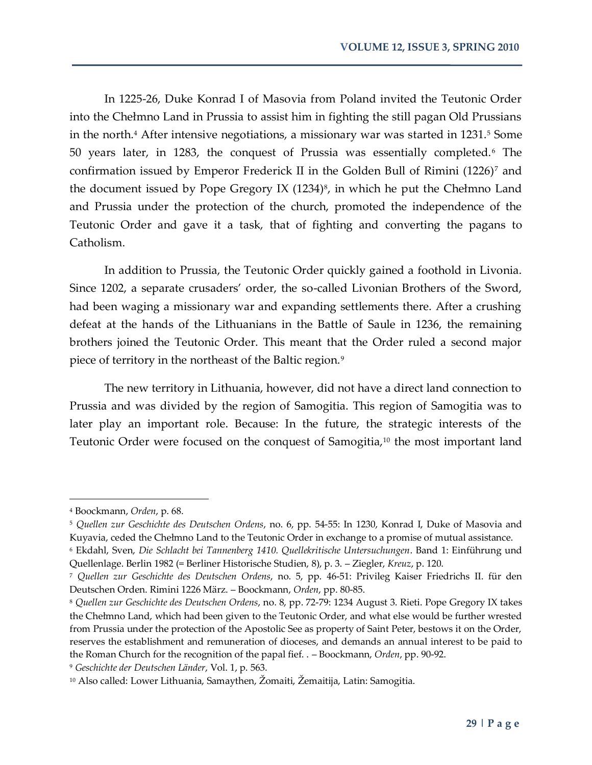In 1225-26, Duke Konrad I of Masovia from Poland invited the Teutonic Order into the Chełmno Land in Prussia to assist him in fighting the still pagan Old Prussians in the north.[4] After intensive negotiations, a missionary war was started in 1231.[5] Some 50 years later, in 1283, the conquest of Prussia was essentially completed.[6] The confirmation issued by Emperor Frederick II in the Golden Bull of Rimini (1226)[7] and the document issued by Pope Gregory IX (1234)[8], in which he put the Chełmno Land and Prussia under the protection of the church, promoted the independence of the Teutonic Order and gave it a task, that of fighting and converting the pagans to Catholism.

In addition to Prussia, the Teutonic Order quickly gained a foothold in Livonia. Since 1202, a separate crusaders' order, the so-called Livonian Brothers of the Sword, had been waging a missionary war and expanding settlements there. After a crushing defeat at the hands of the Lithuanians in the Battle of Saule in 1236, the remaining brothers joined the Teutonic Order. This meant that the Order ruled a second major piece of territory in the northeast of the Baltic region.[9]

The new territory in Lithuania, however, did not have a direct land connection to Prussia and was divided by the region of Samogitia. This region of Samogitia was to later play an important role. Because: In the future, the strategic interests of the Teutonic Order were focused on the conquest of Samogitia,[10] the most important land

---

[4] Boockmann, *Orden*, p. 68.

[5] *Quellen zur Geschichte des Deutschen Ordens*, no. 6, pp. 54-55: In 1230, Konrad I, Duke of Masovia and Kuyavia, ceded the Chełmno Land to the Teutonic Order in exchange to a promise of mutual assistance.

[6] Ekdahl, Sven, *Die Schlacht bei Tannenberg 1410. Quellekritische Untersuchungen*. Band 1: Einführung und Quellenlage. Berlin 1982 (= Berliner Historische Studien, 8), p. 3. – Ziegler, *Kreuz*, p. 120.

[7] *Quellen zur Geschichte des Deutschen Ordens*, no. 5, pp. 46-51: Privileg Kaiser Friedrichs II. für den Deutschen Orden. Rimini 1226 März. – Boockmann, *Orden*, pp. 80-85.

[8] *Quellen zur Geschichte des Deutschen Ordens*, no. 8, pp. 72-79: 1234 August 3. Rieti. Pope Gregory IX takes the Chełmno Land, which had been given to the Teutonic Order, and what else would be further wrested from Prussia under the protection of the Apostolic See as property of Saint Peter, bestows it on the Order, reserves the establishment and remuneration of dioceses, and demands an annual interest to be paid to the Roman Church for the recognition of the papal fief. . – Boockmann, *Orden*, pp. 90-92.

[9] *Geschichte der Deutschen Länder*, Vol. 1, p. 563.

[10] Also called: Lower Lithuania, Samaythen, Žomaiti, Žemaitija, Latin: Samogitia.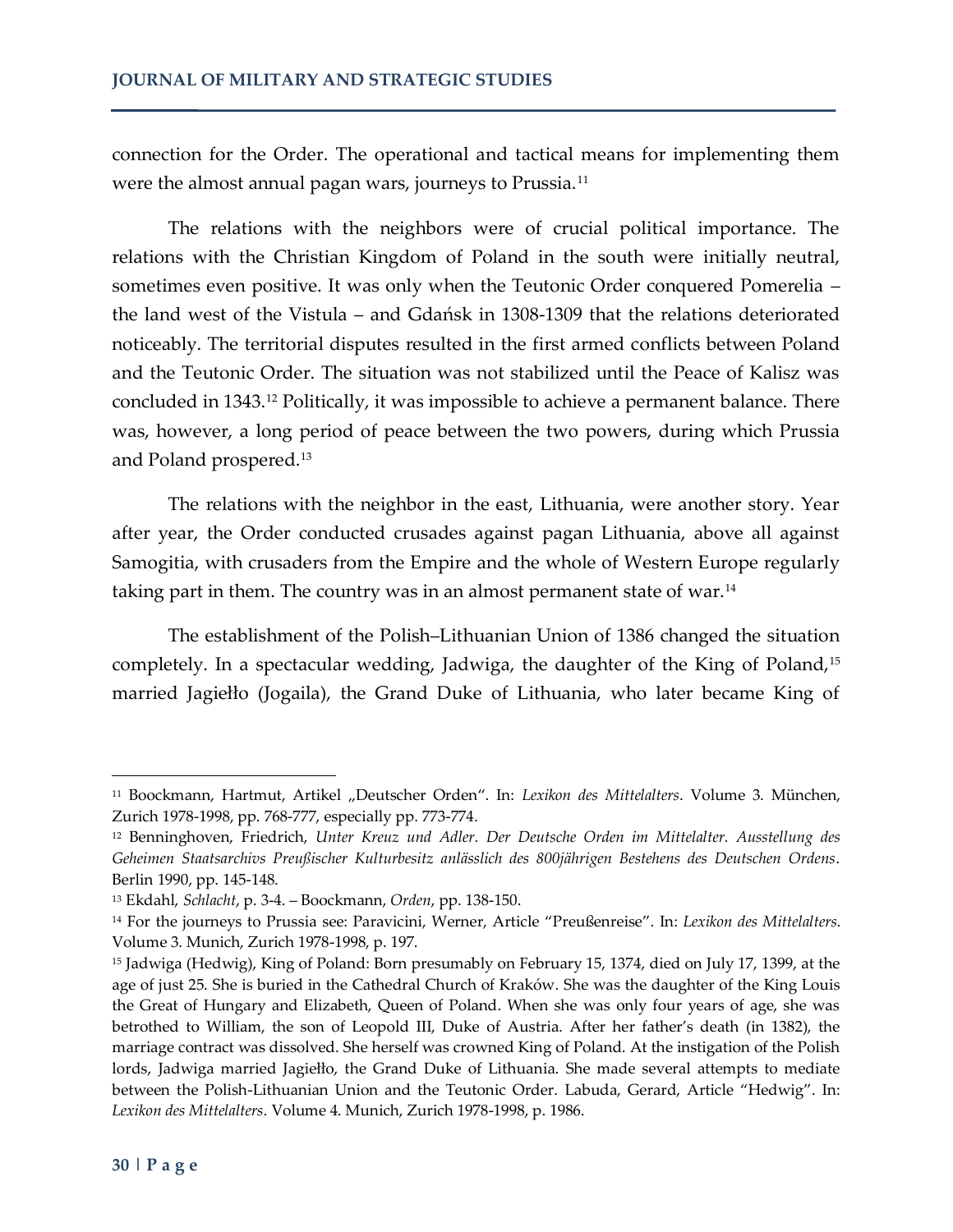connection for the Order. The operational and tactical means for implementing them were the almost annual pagan wars, journeys to Prussia.[11]

The relations with the neighbors were of crucial political importance. The relations with the Christian Kingdom of Poland in the south were initially neutral, sometimes even positive. It was only when the Teutonic Order conquered Pomerelia – the land west of the Vistula – and Gdańsk in 1308-1309 that the relations deteriorated noticeably. The territorial disputes resulted in the first armed conflicts between Poland and the Teutonic Order. The situation was not stabilized until the Peace of Kalisz was concluded in 1343.[12] Politically, it was impossible to achieve a permanent balance. There was, however, a long period of peace between the two powers, during which Prussia and Poland prospered.[13]

The relations with the neighbor in the east, Lithuania, were another story. Year after year, the Order conducted crusades against pagan Lithuania, above all against Samogitia, with crusaders from the Empire and the whole of Western Europe regularly taking part in them. The country was in an almost permanent state of war.[14]

The establishment of the Polish–Lithuanian Union of 1386 changed the situation completely. In a spectacular wedding, Jadwiga, the daughter of the King of Poland,[15] married Jagiełło (Jogaila), the Grand Duke of Lithuania, who later became King of

---

[11] Boockmann, Hartmut, Artikel „Deutscher Orden". In: *Lexikon des Mittelalters*. Volume 3. München, Zurich 1978-1998, pp. 768-777, especially pp. 773-774.

[12] Benninghoven, Friedrich, *Unter Kreuz und Adler. Der Deutsche Orden im Mittelalter. Ausstellung des Geheimen Staatsarchivs Preußischer Kulturbesitz anlässlich des 800jährigen Bestehens des Deutschen Ordens*. Berlin 1990, pp. 145-148.

[13] Ekdahl, *Schlacht*, p. 3-4. – Boockmann, *Orden*, pp. 138-150.

[14] For the journeys to Prussia see: Paravicini, Werner, Article "Preußenreise". In: *Lexikon des Mittelalters*. Volume 3. Munich, Zurich 1978-1998, p. 197.

[15] Jadwiga (Hedwig), King of Poland: Born presumably on February 15, 1374, died on July 17, 1399, at the age of just 25. She is buried in the Cathedral Church of Kraków. She was the daughter of the King Louis the Great of Hungary and Elizabeth, Queen of Poland. When she was only four years of age, she was betrothed to William, the son of Leopold III, Duke of Austria. After her father's death (in 1382), the marriage contract was dissolved. She herself was crowned King of Poland. At the instigation of the Polish lords, Jadwiga married Jagiełło, the Grand Duke of Lithuania. She made several attempts to mediate between the Polish-Lithuanian Union and the Teutonic Order. Labuda, Gerard, Article "Hedwig". In: *Lexikon des Mittelalters*. Volume 4. Munich, Zurich 1978-1998, p. 1986.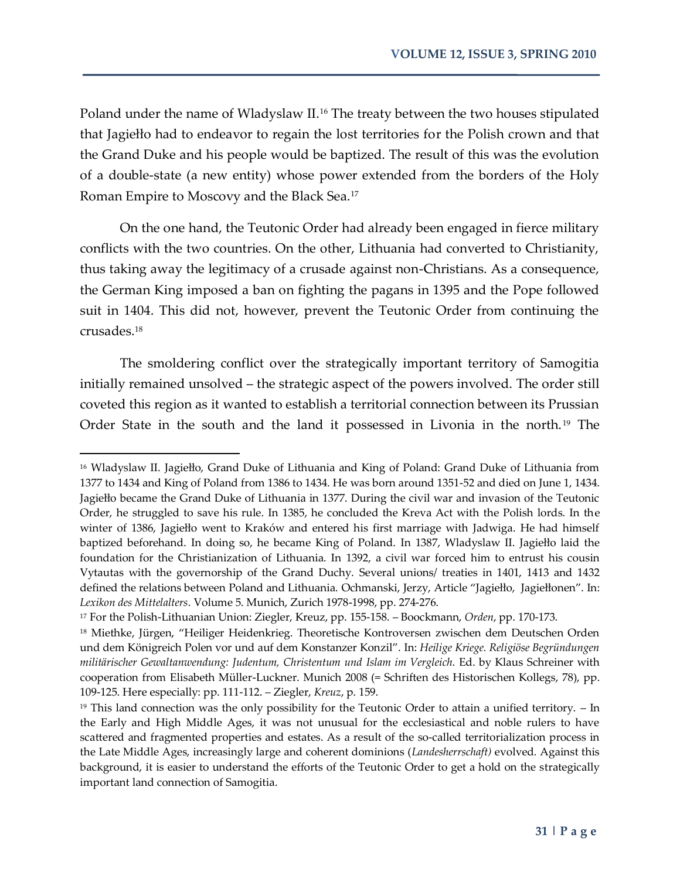Poland under the name of Wladyslaw II.[16] The treaty between the two houses stipulated that Jagiełło had to endeavor to regain the lost territories for the Polish crown and that the Grand Duke and his people would be baptized. The result of this was the evolution of a double-state (a new entity) whose power extended from the borders of the Holy Roman Empire to Moscovy and the Black Sea.[17]

On the one hand, the Teutonic Order had already been engaged in fierce military conflicts with the two countries. On the other, Lithuania had converted to Christianity, thus taking away the legitimacy of a crusade against non-Christians. As a consequence, the German King imposed a ban on fighting the pagans in 1395 and the Pope followed suit in 1404. This did not, however, prevent the Teutonic Order from continuing the crusades.[18]

The smoldering conflict over the strategically important territory of Samogitia initially remained unsolved – the strategic aspect of the powers involved. The order still coveted this region as it wanted to establish a territorial connection between its Prussian Order State in the south and the land it possessed in Livonia in the north.[19] The

---

[16] Wladyslaw II. Jagiełło, Grand Duke of Lithuania and King of Poland: Grand Duke of Lithuania from 1377 to 1434 and King of Poland from 1386 to 1434. He was born around 1351-52 and died on June 1, 1434. Jagiełło became the Grand Duke of Lithuania in 1377. During the civil war and invasion of the Teutonic Order, he struggled to save his rule. In 1385, he concluded the Kreva Act with the Polish lords. In the winter of 1386, Jagiełło went to Kraków and entered his first marriage with Jadwiga. He had himself baptized beforehand. In doing so, he became King of Poland. In 1387, Wladyslaw II. Jagiełło laid the foundation for the Christianization of Lithuania. In 1392, a civil war forced him to entrust his cousin Vytautas with the governorship of the Grand Duchy. Several unions/ treaties in 1401, 1413 and 1432 defined the relations between Poland and Lithuania. Ochmanski, Jerzy, Article "Jagiełło, Jagiełłonen". In: *Lexikon des Mittelalters*. Volume 5. Munich, Zurich 1978-1998, pp. 274-276.

[17] For the Polish-Lithuanian Union: Ziegler, Kreuz, pp. 155-158. – Boockmann, *Orden*, pp. 170-173.

[18] Miethke, Jürgen, "Heiliger Heidenkrieg. Theoretische Kontroversen zwischen dem Deutschen Orden und dem Königreich Polen vor und auf dem Konstanzer Konzil". In: *Heilige Kriege. Religiöse Begründungen militärischer Gewaltanwendung: Judentum, Christentum und Islam im Vergleich*. Ed. by Klaus Schreiner with cooperation from Elisabeth Müller-Luckner. Munich 2008 (= Schriften des Historischen Kollegs, 78), pp. 109-125. Here especially: pp. 111-112. – Ziegler, *Kreuz*, p. 159.

[19] This land connection was the only possibility for the Teutonic Order to attain a unified territory. – In the Early and High Middle Ages, it was not unusual for the ecclesiastical and noble rulers to have scattered and fragmented properties and estates. As a result of the so-called territorialization process in the Late Middle Ages, increasingly large and coherent dominions (*Landesherrschaft)* evolved. Against this background, it is easier to understand the efforts of the Teutonic Order to get a hold on the strategically important land connection of Samogitia.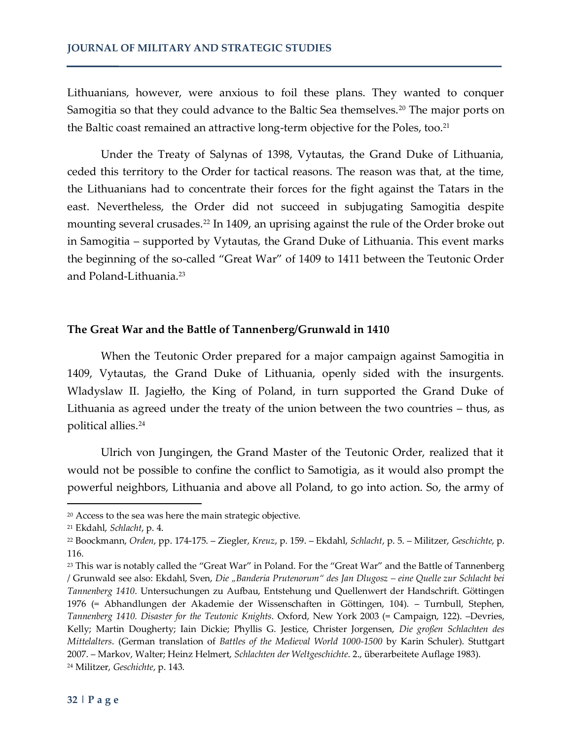Lithuanians, however, were anxious to foil these plans. They wanted to conquer Samogitia so that they could advance to the Baltic Sea themselves.[20] The major ports on the Baltic coast remained an attractive long-term objective for the Poles, too.[21]

Under the Treaty of Salynas of 1398, Vytautas, the Grand Duke of Lithuania, ceded this territory to the Order for tactical reasons. The reason was that, at the time, the Lithuanians had to concentrate their forces for the fight against the Tatars in the east. Nevertheless, the Order did not succeed in subjugating Samogitia despite mounting several crusades.[22] In 1409, an uprising against the rule of the Order broke out in Samogitia – supported by Vytautas, the Grand Duke of Lithuania. This event marks the beginning of the so-called "Great War" of 1409 to 1411 between the Teutonic Order and Poland-Lithuania.[23]

## The Great War and the Battle of Tannenberg/Grunwald in 1410

When the Teutonic Order prepared for a major campaign against Samogitia in 1409, Vytautas, the Grand Duke of Lithuania, openly sided with the insurgents. Wladyslaw II. Jagiełło, the King of Poland, in turn supported the Grand Duke of Lithuania as agreed under the treaty of the union between the two countries – thus, as political allies.[24]

Ulrich von Jungingen, the Grand Master of the Teutonic Order, realized that it would not be possible to confine the conflict to Samotigia, as it would also prompt the powerful neighbors, Lithuania and above all Poland, to go into action. So, the army of

---

[20] Access to the sea was here the main strategic objective.

[21] Ekdahl, *Schlacht*, p. 4.

[22] Boockmann, *Orden*, pp. 174-175. – Ziegler, *Kreuz*, p. 159. – Ekdahl, *Schlacht*, p. 5. – Militzer, *Geschichte*, p. 116.

[23] This war is notably called the "Great War" in Poland. For the "Great War" and the Battle of Tannenberg / Grunwald see also: Ekdahl, Sven, *Die „Banderia Prutenorum" des Jan Dlugosz – eine Quelle zur Schlacht bei Tannenberg 1410*. Untersuchungen zu Aufbau, Entstehung und Quellenwert der Handschrift. Göttingen 1976 (= Abhandlungen der Akademie der Wissenschaften in Göttingen, 104). – Turnbull, Stephen, *Tannenberg 1410. Disaster for the Teutonic Knights*. Oxford, New York 2003 (= Campaign, 122). –Devries, Kelly; Martin Dougherty; Iain Dickie; Phyllis G. Jestice, Christer Jorgensen, *Die großen Schlachten des Mittelalters*. (German translation of *Battles of the Medieval World 1000-1500* by Karin Schuler). Stuttgart 2007. – Markov, Walter; Heinz Helmert, *Schlachten der Weltgeschichte*. 2., überarbeitete Auflage 1983).

[24] Militzer, *Geschichte*, p. 143.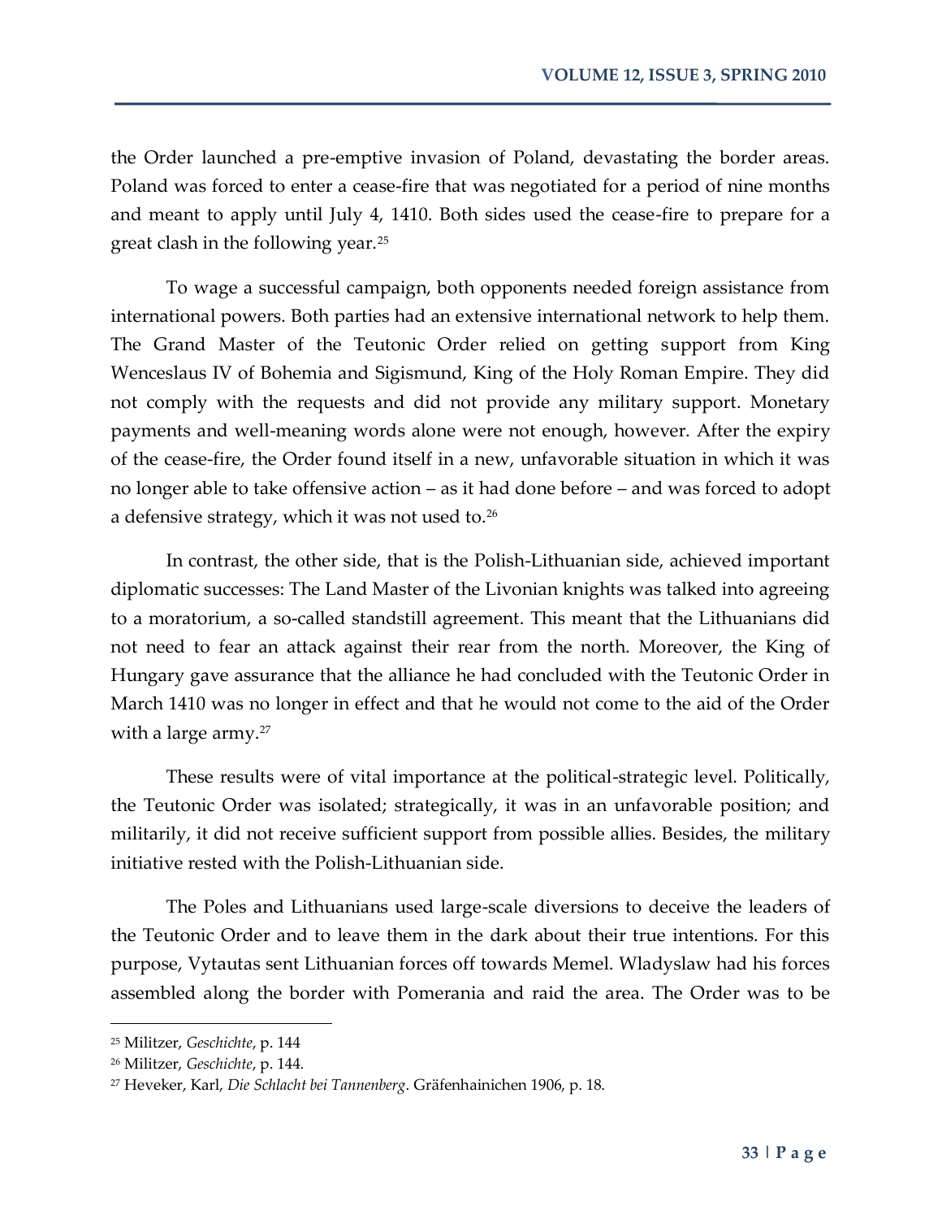the Order launched a pre-emptive invasion of Poland, devastating the border areas. Poland was forced to enter a cease-fire that was negotiated for a period of nine months and meant to apply until July 4, 1410. Both sides used the cease-fire to prepare for a great clash in the following year.[25]

To wage a successful campaign, both opponents needed foreign assistance from international powers. Both parties had an extensive international network to help them. The Grand Master of the Teutonic Order relied on getting support from King Wenceslaus IV of Bohemia and Sigismund, King of the Holy Roman Empire. They did not comply with the requests and did not provide any military support. Monetary payments and well-meaning words alone were not enough, however. After the expiry of the cease-fire, the Order found itself in a new, unfavorable situation in which it was no longer able to take offensive action – as it had done before – and was forced to adopt a defensive strategy, which it was not used to.[26]

In contrast, the other side, that is the Polish-Lithuanian side, achieved important diplomatic successes: The Land Master of the Livonian knights was talked into agreeing to a moratorium, a so-called standstill agreement. This meant that the Lithuanians did not need to fear an attack against their rear from the north. Moreover, the King of Hungary gave assurance that the alliance he had concluded with the Teutonic Order in March 1410 was no longer in effect and that he would not come to the aid of the Order with a large army.[27]

These results were of vital importance at the political-strategic level. Politically, the Teutonic Order was isolated; strategically, it was in an unfavorable position; and militarily, it did not receive sufficient support from possible allies. Besides, the military initiative rested with the Polish-Lithuanian side.

The Poles and Lithuanians used large-scale diversions to deceive the leaders of the Teutonic Order and to leave them in the dark about their true intentions. For this purpose, Vytautas sent Lithuanian forces off towards Memel. Wladyslaw had his forces assembled along the border with Pomerania and raid the area. The Order was to be

---

[25] Militzer, *Geschichte*, p. 144

[26] Militzer, *Geschichte*, p. 144.

[27] Heveker, Karl, *Die Schlacht bei Tannenberg*. Gräfenhainichen 1906, p. 18.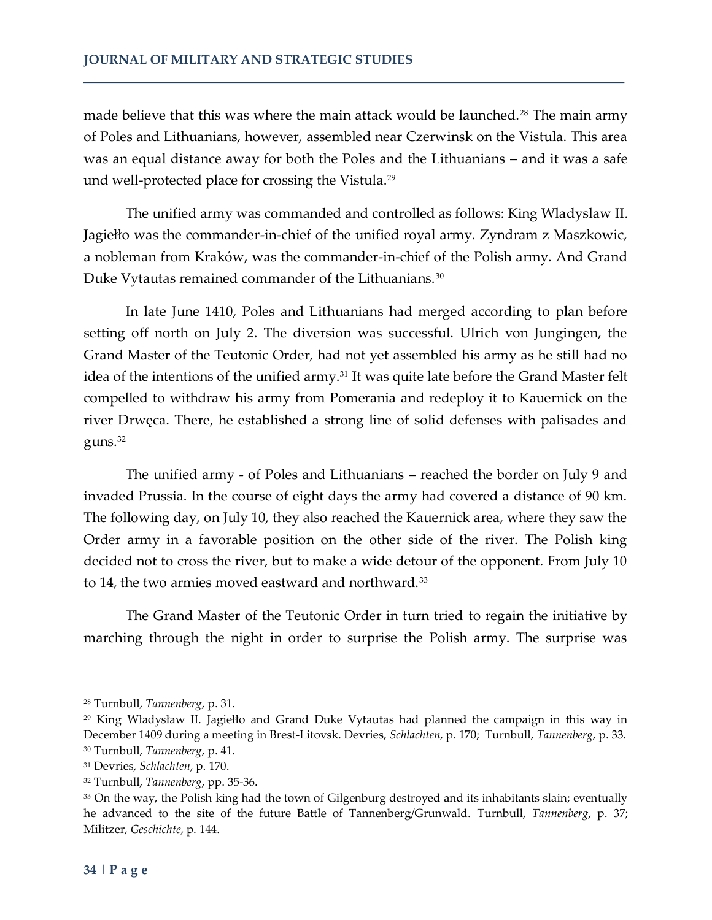made believe that this was where the main attack would be launched.[28] The main army of Poles and Lithuanians, however, assembled near Czerwinsk on the Vistula. This area was an equal distance away for both the Poles and the Lithuanians – and it was a safe und well-protected place for crossing the Vistula.[29]

The unified army was commanded and controlled as follows: King Wladyslaw II. Jagiełło was the commander-in-chief of the unified royal army. Zyndram z Maszkowic, a nobleman from Kraków, was the commander-in-chief of the Polish army. And Grand Duke Vytautas remained commander of the Lithuanians.[30]

In late June 1410, Poles and Lithuanians had merged according to plan before setting off north on July 2. The diversion was successful. Ulrich von Jungingen, the Grand Master of the Teutonic Order, had not yet assembled his army as he still had no idea of the intentions of the unified army.[31] It was quite late before the Grand Master felt compelled to withdraw his army from Pomerania and redeploy it to Kauernick on the river Drwęca. There, he established a strong line of solid defenses with palisades and guns.[32]

The unified army - of Poles and Lithuanians – reached the border on July 9 and invaded Prussia. In the course of eight days the army had covered a distance of 90 km. The following day, on July 10, they also reached the Kauernick area, where they saw the Order army in a favorable position on the other side of the river. The Polish king decided not to cross the river, but to make a wide detour of the opponent. From July 10 to 14, the two armies moved eastward and northward.[33]

The Grand Master of the Teutonic Order in turn tried to regain the initiative by marching through the night in order to surprise the Polish army. The surprise was

---

[28] Turnbull, *Tannenberg*, p. 31.

[29] King Władysław II. Jagiełło and Grand Duke Vytautas had planned the campaign in this way in December 1409 during a meeting in Brest-Litovsk. Devries, *Schlachten*, p. 170; Turnbull, *Tannenberg*, p. 33.

[30] Turnbull, *Tannenberg*, p. 41.

[31] Devries, *Schlachten*, p. 170.

[32] Turnbull, *Tannenberg*, pp. 35-36.

[33] On the way, the Polish king had the town of Gilgenburg destroyed and its inhabitants slain; eventually he advanced to the site of the future Battle of Tannenberg/Grunwald. Turnbull, *Tannenberg*, p. 37; Militzer, *Geschichte*, p. 144.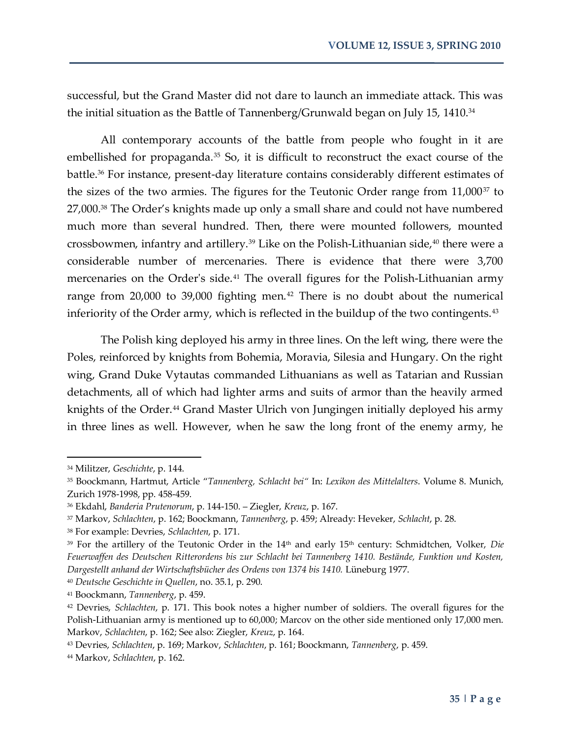successful, but the Grand Master did not dare to launch an immediate attack. This was the initial situation as the Battle of Tannenberg/Grunwald began on July 15, 1410.[34]

All contemporary accounts of the battle from people who fought in it are embellished for propaganda.[35] So, it is difficult to reconstruct the exact course of the battle.[36] For instance, present-day literature contains considerably different estimates of the sizes of the two armies. The figures for the Teutonic Order range from 11,000[37] to 27,000.[38] The Order's knights made up only a small share and could not have numbered much more than several hundred. Then, there were mounted followers, mounted crossbowmen, infantry and artillery.[39] Like on the Polish-Lithuanian side,[40] there were a considerable number of mercenaries. There is evidence that there were 3,700 mercenaries on the Order's side.[41] The overall figures for the Polish-Lithuanian army range from 20,000 to 39,000 fighting men.[42] There is no doubt about the numerical inferiority of the Order army, which is reflected in the buildup of the two contingents.[43]

The Polish king deployed his army in three lines. On the left wing, there were the Poles, reinforced by knights from Bohemia, Moravia, Silesia and Hungary. On the right wing, Grand Duke Vytautas commanded Lithuanians as well as Tatarian and Russian detachments, all of which had lighter arms and suits of armor than the heavily armed knights of the Order.[44] Grand Master Ulrich von Jungingen initially deployed his army in three lines as well. However, when he saw the long front of the enemy army, he

---

[34] Militzer, *Geschichte*, p. 144.

[35] Boockmann, Hartmut, Article "*Tannenberg, Schlacht bei*" In: *Lexikon des Mittelalters*. Volume 8. Munich, Zurich 1978-1998, pp. 458-459.

[36] Ekdahl, *Banderia Prutenorum*, p. 144-150. – Ziegler, *Kreuz*, p. 167.

[37] Markov, *Schlachten*, p. 162; Boockmann, *Tannenberg*, p. 459; Already: Heveker, *Schlacht*, p. 28.

[38] For example: Devries, *Schlachten*, p. 171.

[39] For the artillery of the Teutonic Order in the 14th and early 15th century: Schmidtchen, Volker, *Die Feuerwaffen des Deutschen Ritterordens bis zur Schlacht bei Tannenberg 1410. Bestände, Funktion und Kosten, Dargestellt anhand der Wirtschaftsbücher des Ordens von 1374 bis 1410.* Lüneburg 1977.

[40] *Deutsche Geschichte in Quellen*, no. 35.1, p. 290.

[41] Boockmann, *Tannenberg*, p. 459.

[42] Devries, *Schlachten*, p. 171. This book notes a higher number of soldiers. The overall figures for the Polish-Lithuanian army is mentioned up to 60,000; Marcov on the other side mentioned only 17,000 men. Markov, *Schlachten*, p. 162; See also: Ziegler, *Kreuz*, p. 164.

[43] Devries, *Schlachten*, p. 169; Markov, *Schlachten*, p. 161; Boockmann, *Tannenberg*, p. 459.

[44] Markov, *Schlachten*, p. 162.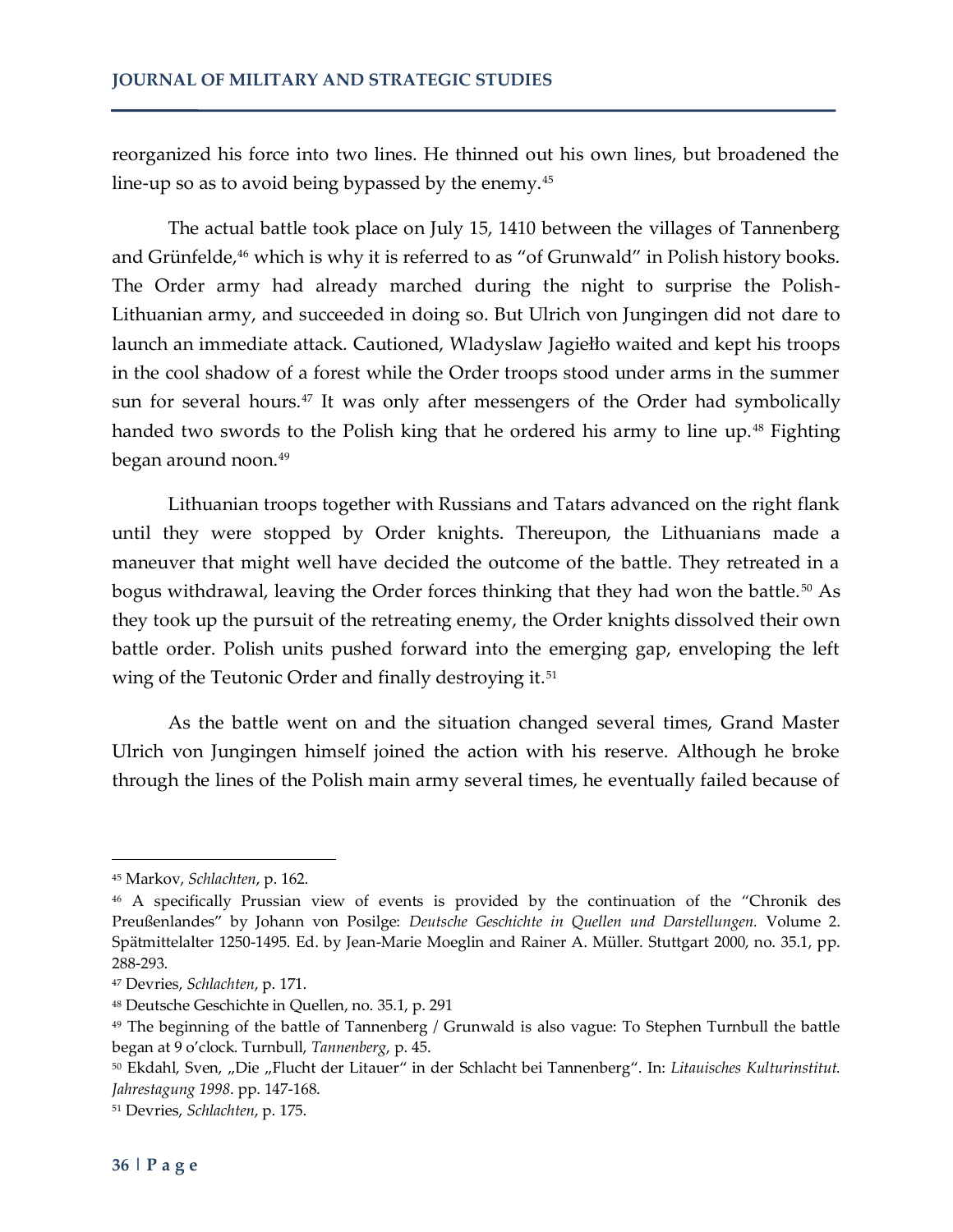reorganized his force into two lines. He thinned out his own lines, but broadened the line-up so as to avoid being bypassed by the enemy.[45]

The actual battle took place on July 15, 1410 between the villages of Tannenberg and Grünfelde,[46] which is why it is referred to as "of Grunwald" in Polish history books. The Order army had already marched during the night to surprise the Polish-Lithuanian army, and succeeded in doing so. But Ulrich von Jungingen did not dare to launch an immediate attack. Cautioned, Wladyslaw Jagiełło waited and kept his troops in the cool shadow of a forest while the Order troops stood under arms in the summer sun for several hours.[47] It was only after messengers of the Order had symbolically handed two swords to the Polish king that he ordered his army to line up.[48] Fighting began around noon.[49]

Lithuanian troops together with Russians and Tatars advanced on the right flank until they were stopped by Order knights. Thereupon, the Lithuanians made a maneuver that might well have decided the outcome of the battle. They retreated in a bogus withdrawal, leaving the Order forces thinking that they had won the battle.[50] As they took up the pursuit of the retreating enemy, the Order knights dissolved their own battle order. Polish units pushed forward into the emerging gap, enveloping the left wing of the Teutonic Order and finally destroying it.[51]

As the battle went on and the situation changed several times, Grand Master Ulrich von Jungingen himself joined the action with his reserve. Although he broke through the lines of the Polish main army several times, he eventually failed because of

---

[45] Markov, *Schlachten*, p. 162.

[46] A specifically Prussian view of events is provided by the continuation of the "Chronik des Preußenlandes" by Johann von Posilge: *Deutsche Geschichte in Quellen und Darstellungen.* Volume 2. Spätmittelalter 1250-1495. Ed. by Jean-Marie Moeglin and Rainer A. Müller. Stuttgart 2000, no. 35.1, pp. 288-293.

[47] Devries, *Schlachten*, p. 171.

[48] Deutsche Geschichte in Quellen, no. 35.1, p. 291

[49] The beginning of the battle of Tannenberg / Grunwald is also vague: To Stephen Turnbull the battle began at 9 o'clock. Turnbull, *Tannenberg*, p. 45.

[50] Ekdahl, Sven, „Die „Flucht der Litauer" in der Schlacht bei Tannenberg". In: *Litauisches Kulturinstitut. Jahrestagung 1998*. pp. 147-168.

[51] Devries, *Schlachten*, p. 175.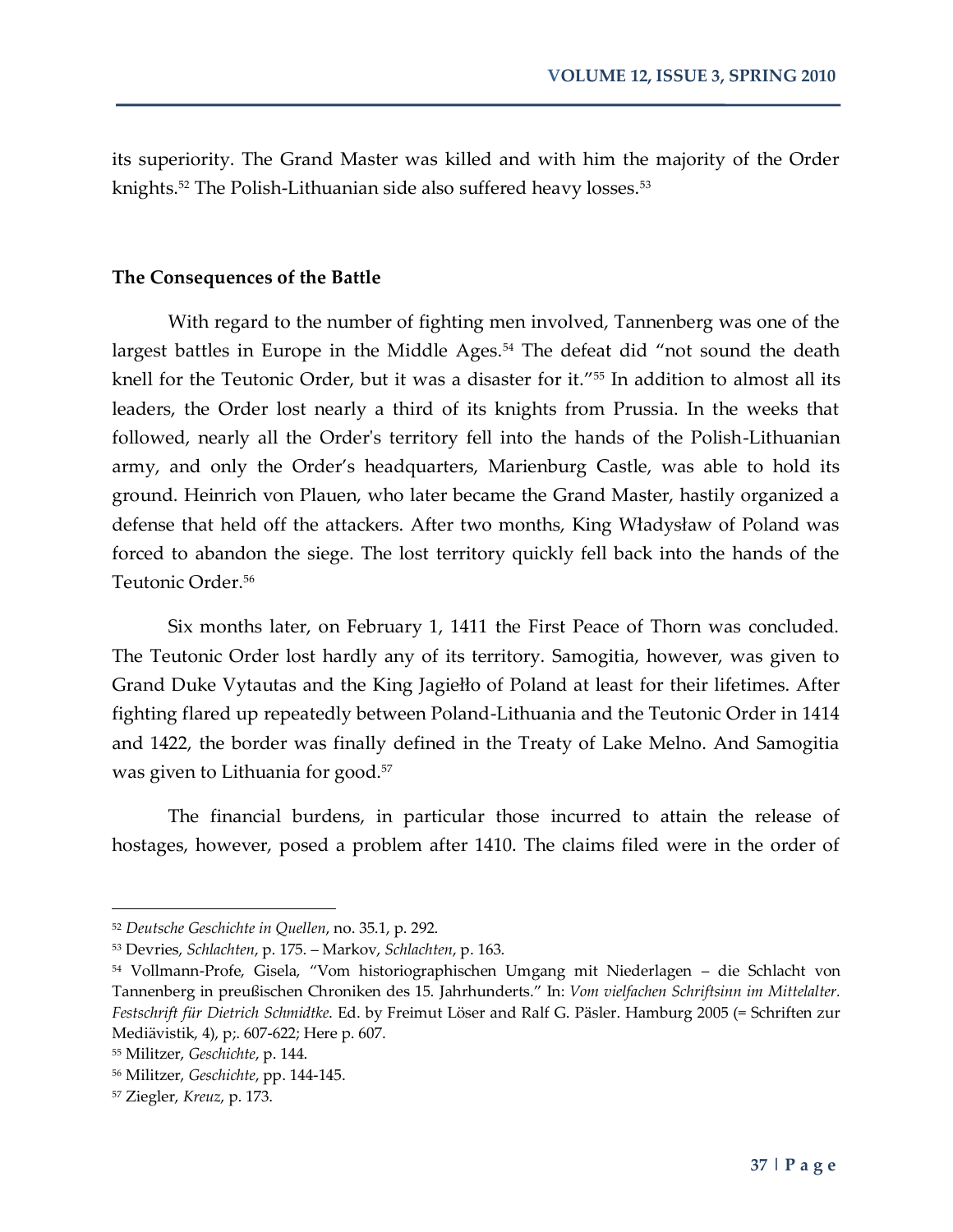its superiority. The Grand Master was killed and with him the majority of the Order knights.[52] The Polish-Lithuanian side also suffered heavy losses.[53]

### The Consequences of the Battle

With regard to the number of fighting men involved, Tannenberg was one of the largest battles in Europe in the Middle Ages.[54] The defeat did "not sound the death knell for the Teutonic Order, but it was a disaster for it."[55] In addition to almost all its leaders, the Order lost nearly a third of its knights from Prussia. In the weeks that followed, nearly all the Order's territory fell into the hands of the Polish-Lithuanian army, and only the Order's headquarters, Marienburg Castle, was able to hold its ground. Heinrich von Plauen, who later became the Grand Master, hastily organized a defense that held off the attackers. After two months, King Władysław of Poland was forced to abandon the siege. The lost territory quickly fell back into the hands of the Teutonic Order.[56]

Six months later, on February 1, 1411 the First Peace of Thorn was concluded. The Teutonic Order lost hardly any of its territory. Samogitia, however, was given to Grand Duke Vytautas and the King Jagiełło of Poland at least for their lifetimes. After fighting flared up repeatedly between Poland-Lithuania and the Teutonic Order in 1414 and 1422, the border was finally defined in the Treaty of Lake Melno. And Samogitia was given to Lithuania for good.[57]

The financial burdens, in particular those incurred to attain the release of hostages, however, posed a problem after 1410. The claims filed were in the order of

---

[52] *Deutsche Geschichte in Quellen*, no. 35.1, p. 292.

[53] Devries, *Schlachten*, p. 175. – Markov, *Schlachten*, p. 163.

[54] Vollmann-Profe, Gisela, "Vom historiographischen Umgang mit Niederlagen – die Schlacht von Tannenberg in preußischen Chroniken des 15. Jahrhunderts." In: *Vom vielfachen Schriftsinn im Mittelalter. Festschrift für Dietrich Schmidtke*. Ed. by Freimut Löser and Ralf G. Päsler. Hamburg 2005 (= Schriften zur Mediävistik, 4), p;. 607-622; Here p. 607.

[55] Militzer, *Geschichte*, p. 144.

[56] Militzer, *Geschichte*, pp. 144-145.

[57] Ziegler, *Kreuz*, p. 173.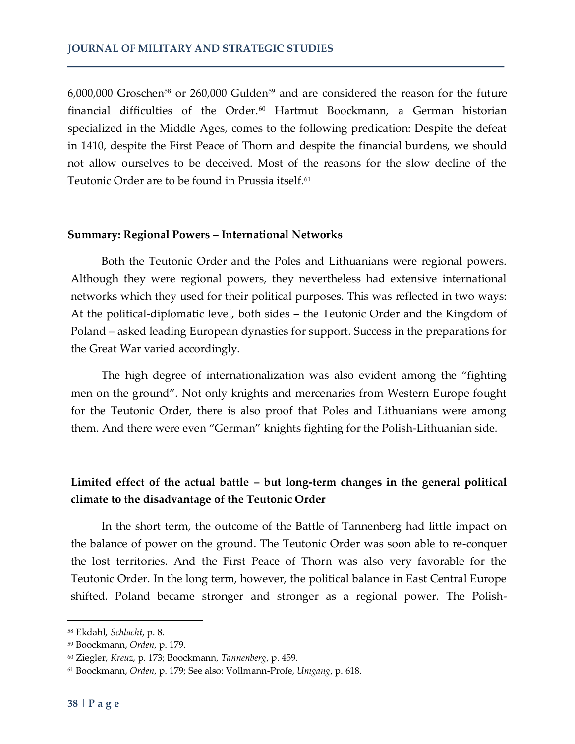6,000,000 Groschen[58] or 260,000 Gulden[59] and are considered the reason for the future financial difficulties of the Order.[60] Hartmut Boockmann, a German historian specialized in the Middle Ages, comes to the following predication: Despite the defeat in 1410, despite the First Peace of Thorn and despite the financial burdens, we should not allow ourselves to be deceived. Most of the reasons for the slow decline of the Teutonic Order are to be found in Prussia itself.[61]

### Summary: Regional Powers – International Networks

Both the Teutonic Order and the Poles and Lithuanians were regional powers. Although they were regional powers, they nevertheless had extensive international networks which they used for their political purposes. This was reflected in two ways: At the political-diplomatic level, both sides – the Teutonic Order and the Kingdom of Poland – asked leading European dynasties for support. Success in the preparations for the Great War varied accordingly.

The high degree of internationalization was also evident among the "fighting men on the ground". Not only knights and mercenaries from Western Europe fought for the Teutonic Order, there is also proof that Poles and Lithuanians were among them. And there were even "German" knights fighting for the Polish-Lithuanian side.

### Limited effect of the actual battle – but long-term changes in the general political climate to the disadvantage of the Teutonic Order

In the short term, the outcome of the Battle of Tannenberg had little impact on the balance of power on the ground. The Teutonic Order was soon able to re-conquer the lost territories. And the First Peace of Thorn was also very favorable for the Teutonic Order. In the long term, however, the political balance in East Central Europe shifted. Poland became stronger and stronger as a regional power. The Polish-

[58] Ekdahl, *Schlacht*, p. 8.

[59] Boockmann, *Orden*, p. 179.

[60] Ziegler, *Kreuz*, p. 173; Boockmann, *Tannenberg*, p. 459.

[61] Boockmann, *Orden*, p. 179; See also: Vollmann-Profe, *Umgang*, p. 618.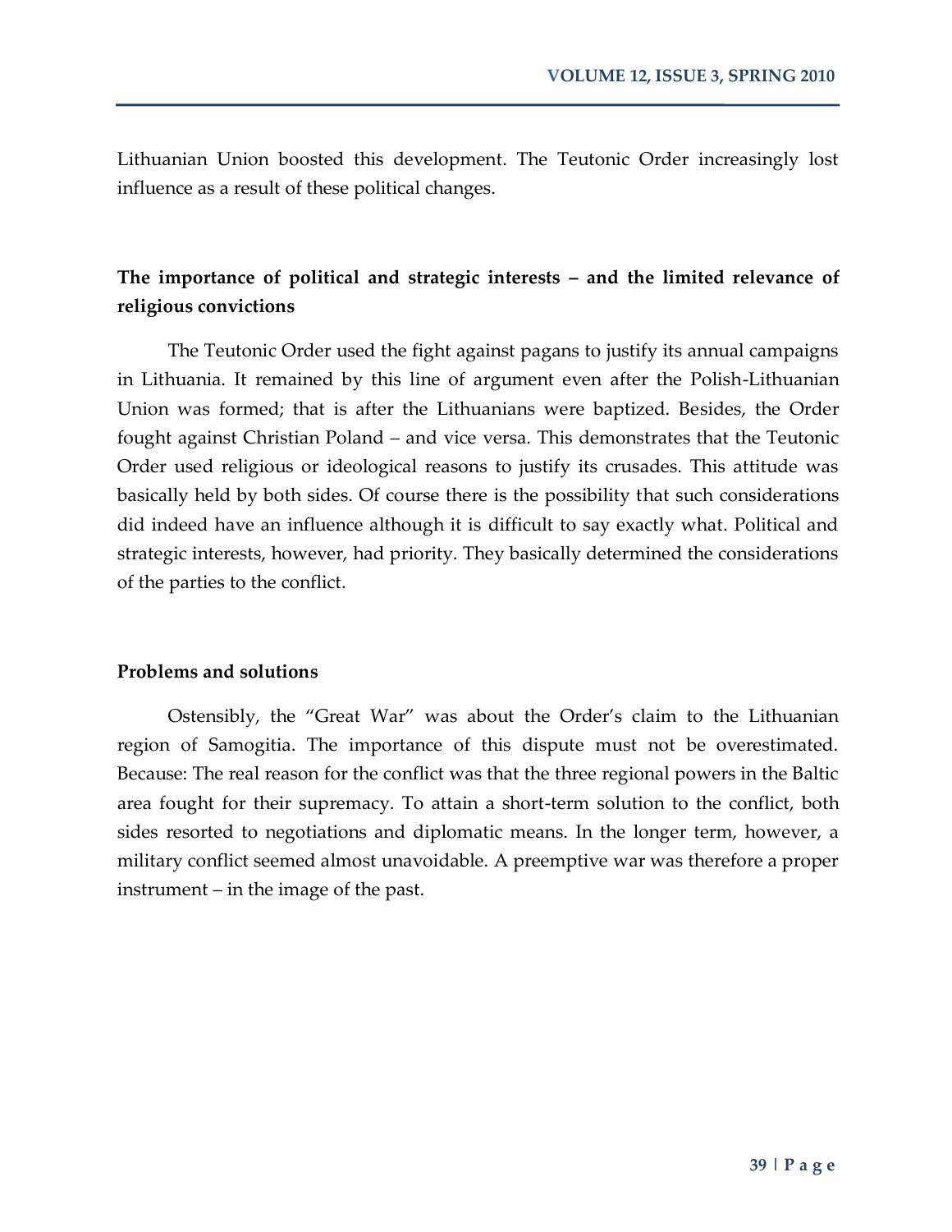Lithuanian Union boosted this development. The Teutonic Order increasingly lost influence as a result of these political changes.

## The importance of political and strategic interests – and the limited relevance of religious convictions

The Teutonic Order used the fight against pagans to justify its annual campaigns in Lithuania. It remained by this line of argument even after the Polish-Lithuanian Union was formed; that is after the Lithuanians were baptized. Besides, the Order fought against Christian Poland – and vice versa. This demonstrates that the Teutonic Order used religious or ideological reasons to justify its crusades. This attitude was basically held by both sides. Of course there is the possibility that such considerations did indeed have an influence although it is difficult to say exactly what. Political and strategic interests, however, had priority. They basically determined the considerations of the parties to the conflict.

## Problems and solutions

Ostensibly, the "Great War" was about the Order's claim to the Lithuanian region of Samogitia. The importance of this dispute must not be overestimated. Because: The real reason for the conflict was that the three regional powers in the Baltic area fought for their supremacy. To attain a short-term solution to the conflict, both sides resorted to negotiations and diplomatic means. In the longer term, however, a military conflict seemed almost unavoidable. A preemptive war was therefore a proper instrument – in the image of the past.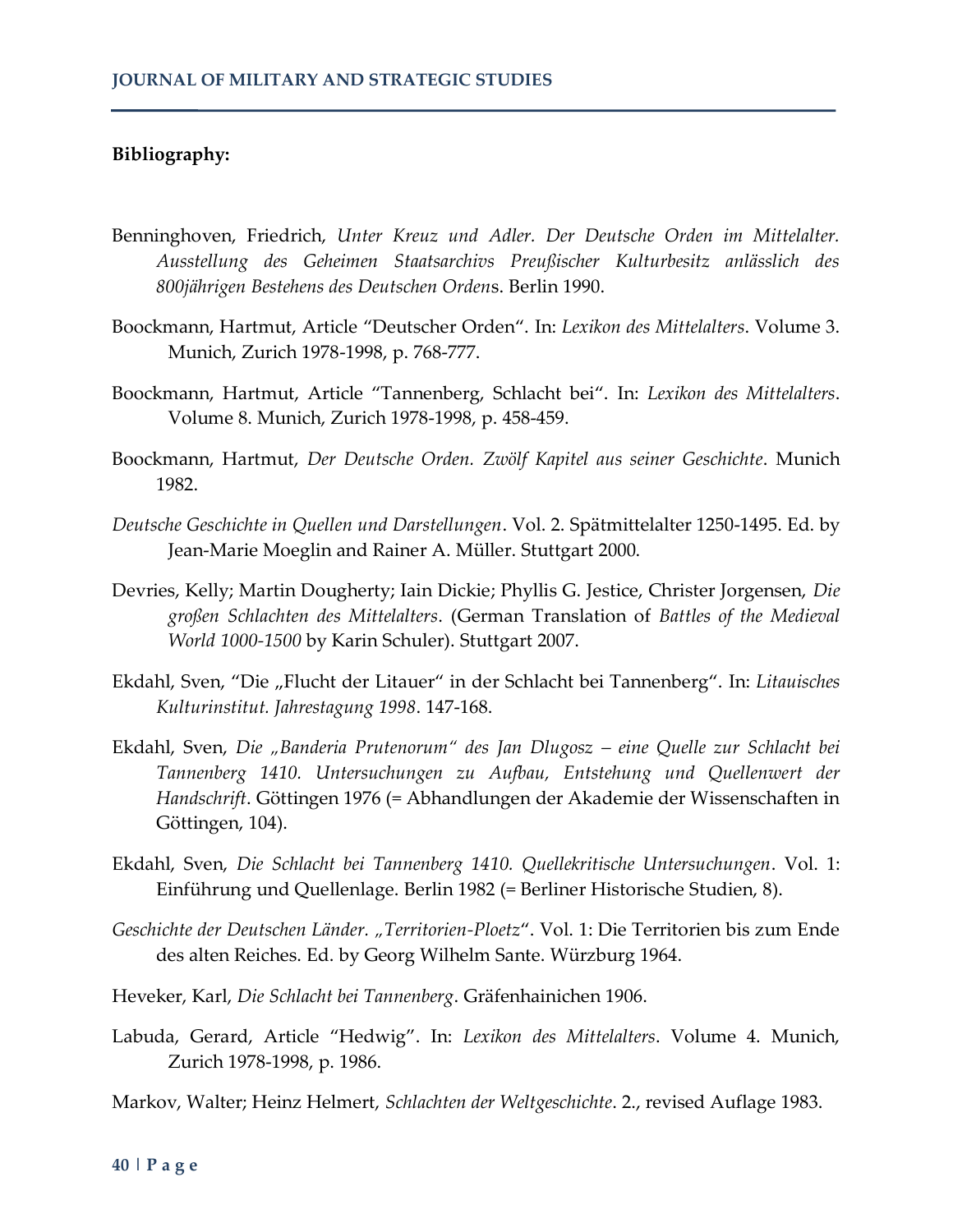**Bibliography:**

Benninghoven, Friedrich, *Unter Kreuz und Adler. Der Deutsche Orden im Mittelalter. Ausstellung des Geheimen Staatsarchivs Preußischer Kulturbesitz anlässlich des 800jährigen Bestehens des Deutschen Orden*s. Berlin 1990.

Boockmann, Hartmut, Article "Deutscher Orden". In: *Lexikon des Mittelalters*. Volume 3. Munich, Zurich 1978-1998, p. 768-777.

Boockmann, Hartmut, Article "Tannenberg, Schlacht bei". In: *Lexikon des Mittelalters*. Volume 8. Munich, Zurich 1978-1998, p. 458-459.

Boockmann, Hartmut, *Der Deutsche Orden. Zwölf Kapitel aus seiner Geschichte*. Munich 1982.

*Deutsche Geschichte in Quellen und Darstellungen*. Vol. 2. Spätmittelalter 1250-1495. Ed. by Jean-Marie Moeglin and Rainer A. Müller. Stuttgart 2000.

Devries, Kelly; Martin Dougherty; Iain Dickie; Phyllis G. Jestice, Christer Jorgensen, *Die großen Schlachten des Mittelalters*. (German Translation of *Battles of the Medieval World 1000-1500* by Karin Schuler). Stuttgart 2007.

Ekdahl, Sven, "Die „Flucht der Litauer" in der Schlacht bei Tannenberg". In: *Litauisches Kulturinstitut. Jahrestagung 1998*. 147-168.

Ekdahl, Sven, *Die „Banderia Prutenorum" des Jan Dlugosz – eine Quelle zur Schlacht bei Tannenberg 1410. Untersuchungen zu Aufbau, Entstehung und Quellenwert der Handschrift*. Göttingen 1976 (= Abhandlungen der Akademie der Wissenschaften in Göttingen, 104).

Ekdahl, Sven, *Die Schlacht bei Tannenberg 1410. Quellekritische Untersuchungen*. Vol. 1: Einführung und Quellenlage. Berlin 1982 (= Berliner Historische Studien, 8).

*Geschichte der Deutschen Länder. „Territorien-Ploetz*". Vol. 1: Die Territorien bis zum Ende des alten Reiches. Ed. by Georg Wilhelm Sante. Würzburg 1964.

Heveker, Karl, *Die Schlacht bei Tannenberg*. Gräfenhainichen 1906.

Labuda, Gerard, Article "Hedwig". In: *Lexikon des Mittelalters*. Volume 4. Munich, Zurich 1978-1998, p. 1986.

Markov, Walter; Heinz Helmert, *Schlachten der Weltgeschichte*. 2., revised Auflage 1983.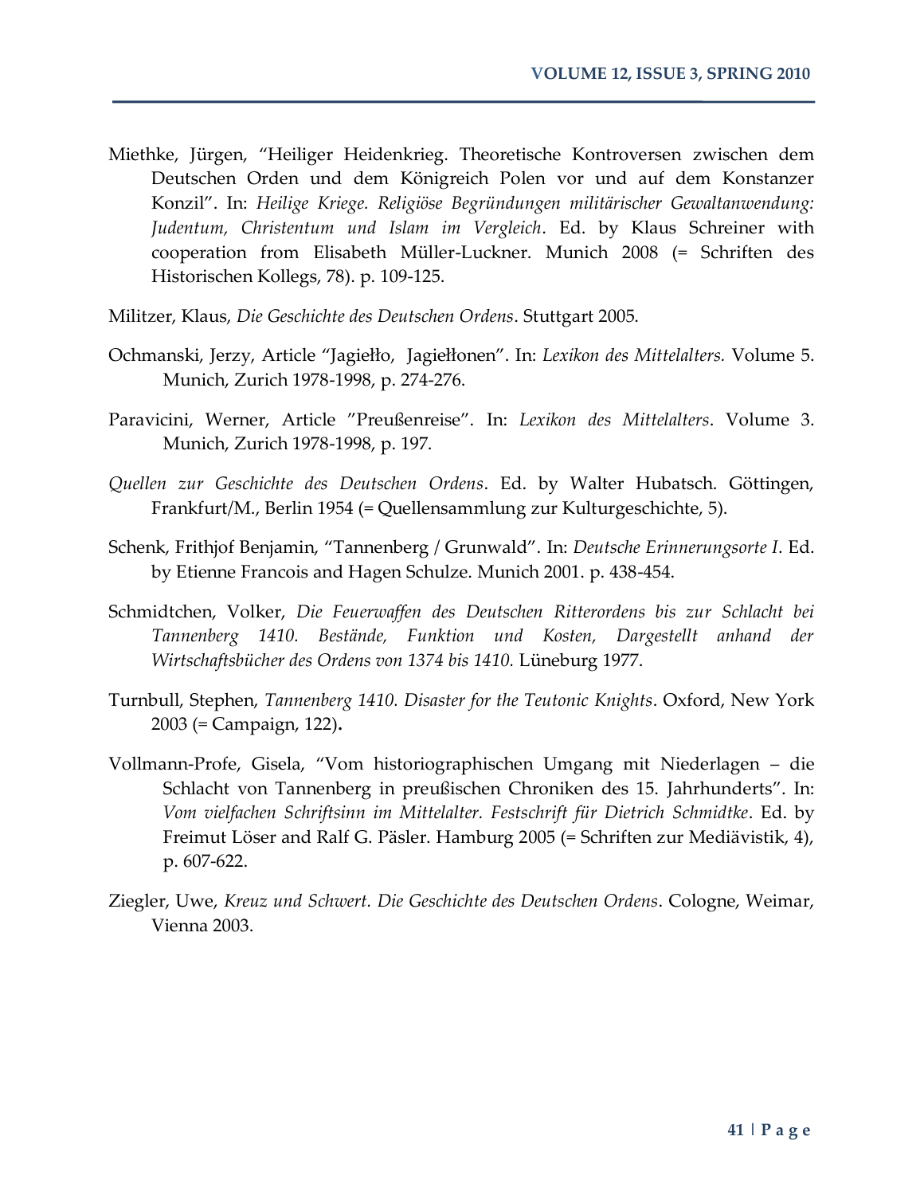Miethke, Jürgen, "Heiliger Heidenkrieg. Theoretische Kontroversen zwischen dem Deutschen Orden und dem Königreich Polen vor und auf dem Konstanzer Konzil". In: *Heilige Kriege. Religiöse Begründungen militärischer Gewaltanwendung: Judentum, Christentum und Islam im Vergleich*. Ed. by Klaus Schreiner with cooperation from Elisabeth Müller-Luckner. Munich 2008 (= Schriften des Historischen Kollegs, 78). p. 109-125.

Militzer, Klaus, *Die Geschichte des Deutschen Ordens*. Stuttgart 2005.

Ochmanski, Jerzy, Article "Jagiełło, Jagiełłonen". In: *Lexikon des Mittelalters.* Volume 5. Munich, Zurich 1978-1998, p. 274-276.

Paravicini, Werner, Article "Preußenreise". In: *Lexikon des Mittelalters*. Volume 3. Munich, Zurich 1978-1998, p. 197.

*Quellen zur Geschichte des Deutschen Ordens*. Ed. by Walter Hubatsch. Göttingen, Frankfurt/M., Berlin 1954 (= Quellensammlung zur Kulturgeschichte, 5).

Schenk, Frithjof Benjamin, "Tannenberg / Grunwald". In: *Deutsche Erinnerungsorte I*. Ed. by Etienne Francois and Hagen Schulze. Munich 2001. p. 438-454.

Schmidtchen, Volker, *Die Feuerwaffen des Deutschen Ritterordens bis zur Schlacht bei Tannenberg 1410. Bestände, Funktion und Kosten, Dargestellt anhand der Wirtschaftsbücher des Ordens von 1374 bis 1410.* Lüneburg 1977.

Turnbull, Stephen, *Tannenberg 1410. Disaster for the Teutonic Knights*. Oxford, New York 2003 (= Campaign, 122).

Vollmann-Profe, Gisela, "Vom historiographischen Umgang mit Niederlagen – die Schlacht von Tannenberg in preußischen Chroniken des 15. Jahrhunderts". In: *Vom vielfachen Schriftsinn im Mittelalter. Festschrift für Dietrich Schmidtke*. Ed. by Freimut Löser and Ralf G. Päsler. Hamburg 2005 (= Schriften zur Mediävistik, 4), p. 607-622.

Ziegler, Uwe, *Kreuz und Schwert. Die Geschichte des Deutschen Ordens*. Cologne, Weimar, Vienna 2003.